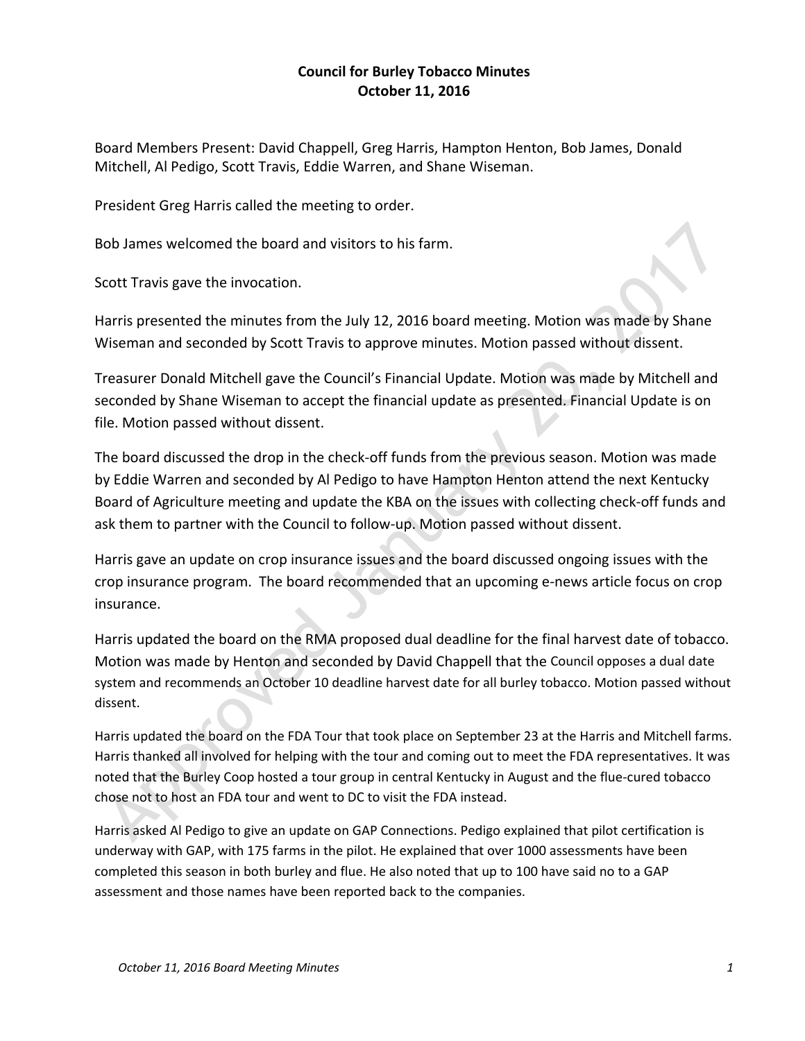# Council for Burley Tobacco Minutes
## October 11, 2016

Board Members Present: David Chappell, Greg Harris, Hampton Henton, Bob James, Donald Mitchell, Al Pedigo, Scott Travis, Eddie Warren, and Shane Wiseman.

President Greg Harris called the meeting to order.

Bob James welcomed the board and visitors to his farm.

Scott Travis gave the invocation.

Harris presented the minutes from the July 12, 2016 board meeting. Motion was made by Shane Wiseman and seconded by Scott Travis to approve minutes. Motion passed without dissent.

Treasurer Donald Mitchell gave the Council's Financial Update. Motion was made by Mitchell and seconded by Shane Wiseman to accept the financial update as presented. Financial Update is on file. Motion passed without dissent.

The board discussed the drop in the check-off funds from the previous season. Motion was made by Eddie Warren and seconded by Al Pedigo to have Hampton Henton attend the next Kentucky Board of Agriculture meeting and update the KBA on the issues with collecting check-off funds and ask them to partner with the Council to follow-up. Motion passed without dissent.

Harris gave an update on crop insurance issues and the board discussed ongoing issues with the crop insurance program. The board recommended that an upcoming e-news article focus on crop insurance.

Harris updated the board on the RMA proposed dual deadline for the final harvest date of tobacco. Motion was made by Henton and seconded by David Chappell that the Council opposes a dual date system and recommends an October 10 deadline harvest date for all burley tobacco. Motion passed without dissent.

Harris updated the board on the FDA Tour that took place on September 23 at the Harris and Mitchell farms. Harris thanked all involved for helping with the tour and coming out to meet the FDA representatives. It was noted that the Burley Coop hosted a tour group in central Kentucky in August and the flue-cured tobacco chose not to host an FDA tour and went to DC to visit the FDA instead.

Harris asked Al Pedigo to give an update on GAP Connections. Pedigo explained that pilot certification is underway with GAP, with 175 farms in the pilot. He explained that over 1000 assessments have been completed this season in both burley and flue. He also noted that up to 100 have said no to a GAP assessment and those names have been reported back to the companies.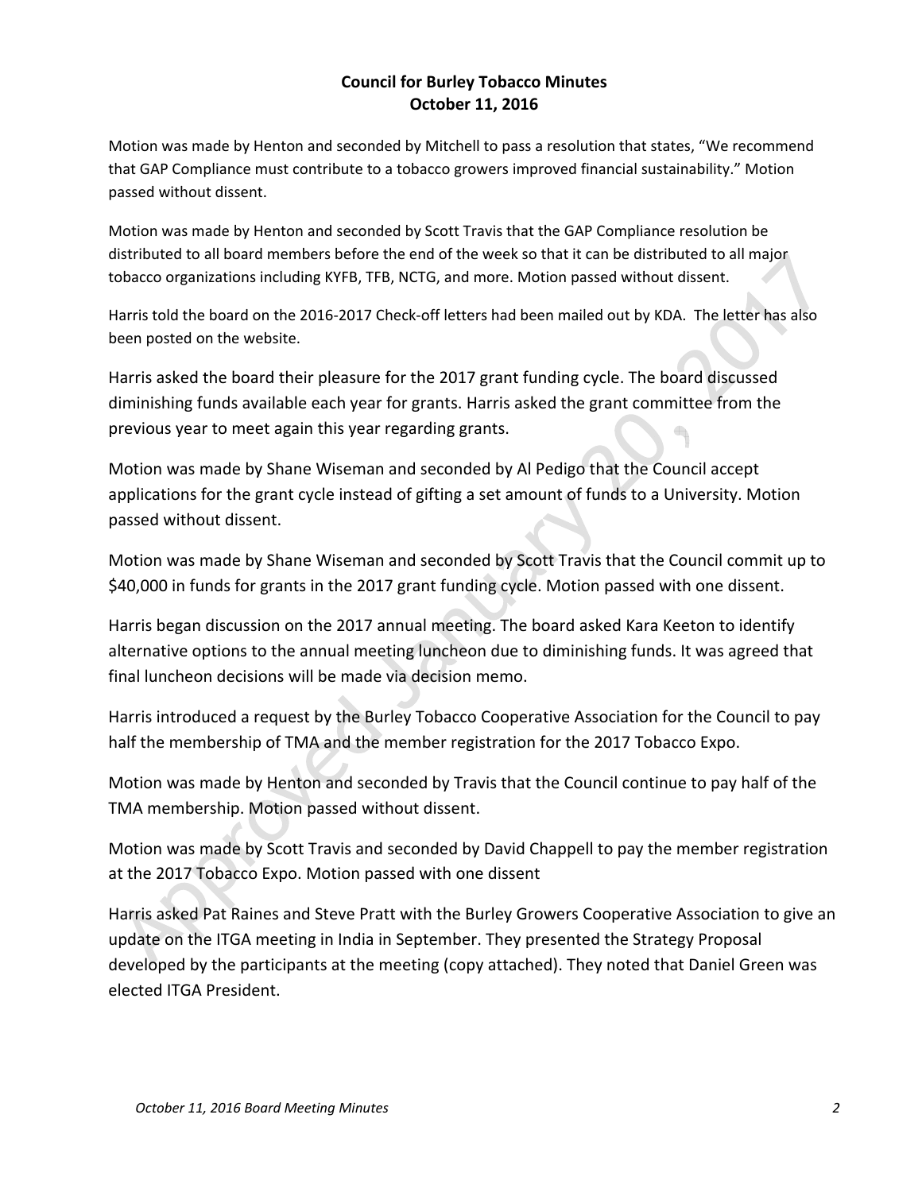**Council for Burley Tobacco Minutes**
**October 11, 2016**

Motion was made by Henton and seconded by Mitchell to pass a resolution that states, "We recommend that GAP Compliance must contribute to a tobacco growers improved financial sustainability." Motion passed without dissent.

Motion was made by Henton and seconded by Scott Travis that the GAP Compliance resolution be distributed to all board members before the end of the week so that it can be distributed to all major tobacco organizations including KYFB, TFB, NCTG, and more. Motion passed without dissent.

Harris told the board on the 2016-2017 Check-off letters had been mailed out by KDA. The letter has also been posted on the website.

Harris asked the board their pleasure for the 2017 grant funding cycle. The board discussed diminishing funds available each year for grants. Harris asked the grant committee from the previous year to meet again this year regarding grants.

Motion was made by Shane Wiseman and seconded by Al Pedigo that the Council accept applications for the grant cycle instead of gifting a set amount of funds to a University. Motion passed without dissent.

Motion was made by Shane Wiseman and seconded by Scott Travis that the Council commit up to $40,000 in funds for grants in the 2017 grant funding cycle. Motion passed with one dissent.

Harris began discussion on the 2017 annual meeting. The board asked Kara Keeton to identify alternative options to the annual meeting luncheon due to diminishing funds. It was agreed that final luncheon decisions will be made via decision memo.

Harris introduced a request by the Burley Tobacco Cooperative Association for the Council to pay half the membership of TMA and the member registration for the 2017 Tobacco Expo.

Motion was made by Henton and seconded by Travis that the Council continue to pay half of the TMA membership. Motion passed without dissent.

Motion was made by Scott Travis and seconded by David Chappell to pay the member registration at the 2017 Tobacco Expo. Motion passed with one dissent

Harris asked Pat Raines and Steve Pratt with the Burley Growers Cooperative Association to give an update on the ITGA meeting in India in September. They presented the Strategy Proposal developed by the participants at the meeting (copy attached). They noted that Daniel Green was elected ITGA President.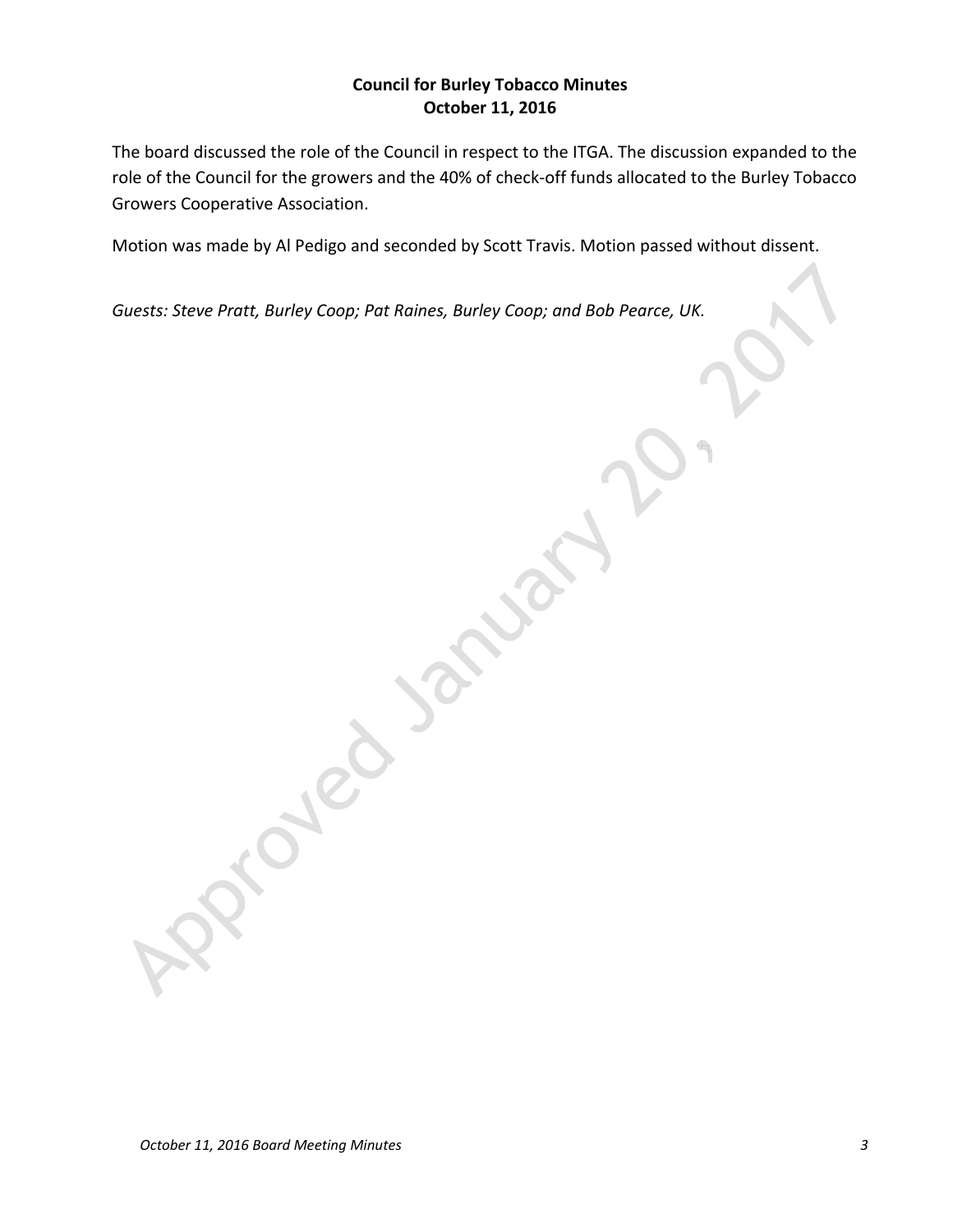**Council for Burley Tobacco Minutes**
**October 11, 2016**

The board discussed the role of the Council in respect to the ITGA. The discussion expanded to the role of the Council for the growers and the 40% of check-off funds allocated to the Burley Tobacco Growers Cooperative Association.

Motion was made by Al Pedigo and seconded by Scott Travis. Motion passed without dissent.

*Guests: Steve Pratt, Burley Coop; Pat Raines, Burley Coop; and Bob Pearce, UK.*

Approved January 20, 2017